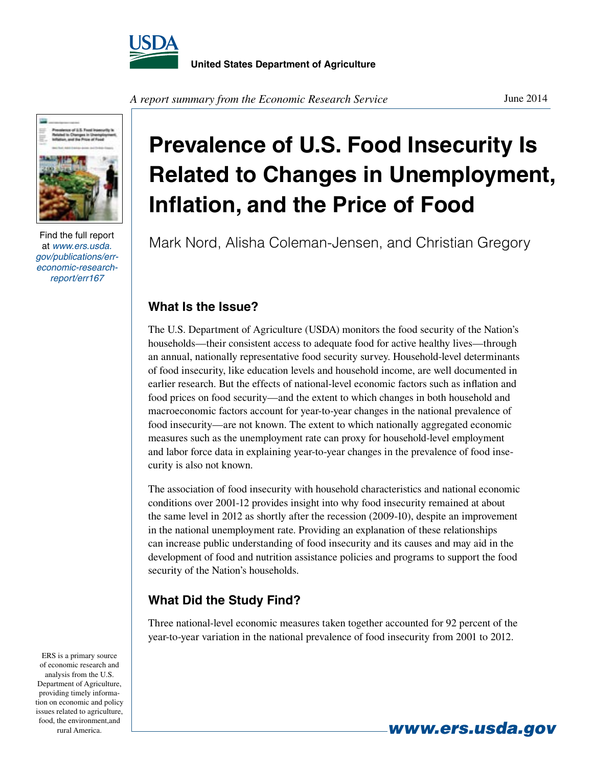United States Department of Agriculture

*A report summary from the Economic Research Service*

June 2014

# Prevalence of U.S. Food Insecurity Is Related to Changes in Unemployment, Inflation, and the Price of Food

Mark Nord, Alisha Coleman-Jensen, and Christian Gregory

Find the full report at *www.ers.usda.gov/publications/err-economic-research-report/err167*

## What Is the Issue?

The U.S. Department of Agriculture (USDA) monitors the food security of the Nation's households—their consistent access to adequate food for active healthy lives—through an annual, nationally representative food security survey. Household-level determinants of food insecurity, like education levels and household income, are well documented in earlier research. But the effects of national-level economic factors such as inflation and food prices on food security—and the extent to which changes in both household and macroeconomic factors account for year-to-year changes in the national prevalence of food insecurity—are not known. The extent to which nationally aggregated economic measures such as the unemployment rate can proxy for household-level employment and labor force data in explaining year-to-year changes in the prevalence of food insecurity is also not known.

The association of food insecurity with household characteristics and national economic conditions over 2001-12 provides insight into why food insecurity remained at about the same level in 2012 as shortly after the recession (2009-10), despite an improvement in the national unemployment rate. Providing an explanation of these relationships can increase public understanding of food insecurity and its causes and may aid in the development of food and nutrition assistance policies and programs to support the food security of the Nation's households.

## What Did the Study Find?

Three national-level economic measures taken together accounted for 92 percent of the year-to-year variation in the national prevalence of food insecurity from 2001 to 2012.

ERS is a primary source of economic research and analysis from the U.S. Department of Agriculture, providing timely information on economic and policy issues related to agriculture, food, the environment,and rural America.

**www.ers.usda.gov**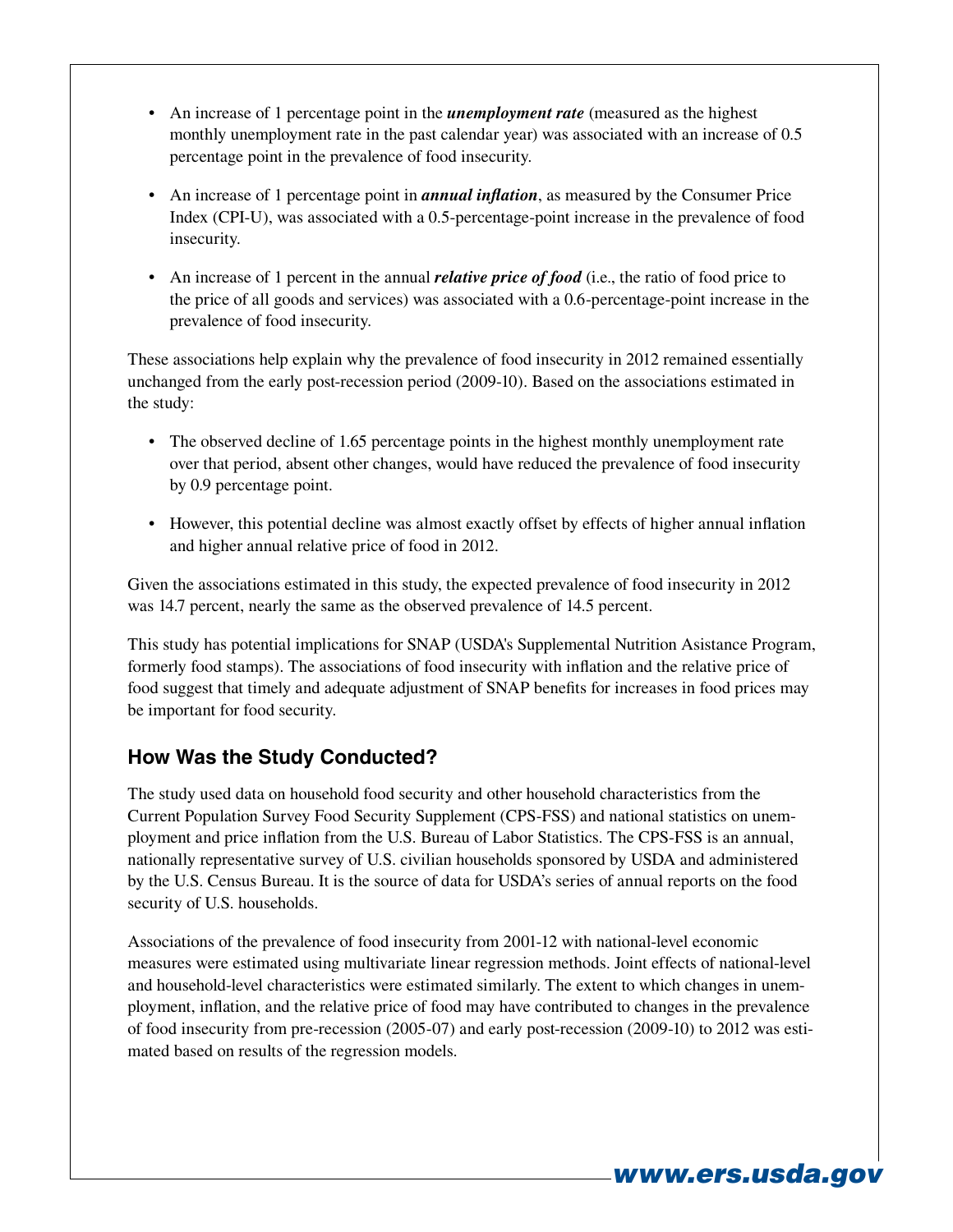- An increase of 1 percentage point in the ***unemployment rate*** (measured as the highest monthly unemployment rate in the past calendar year) was associated with an increase of 0.5 percentage point in the prevalence of food insecurity.

- An increase of 1 percentage point in ***annual inflation***, as measured by the Consumer Price Index (CPI-U), was associated with a 0.5-percentage-point increase in the prevalence of food insecurity.

- An increase of 1 percent in the annual ***relative price of food*** (i.e., the ratio of food price to the price of all goods and services) was associated with a 0.6-percentage-point increase in the prevalence of food insecurity.

These associations help explain why the prevalence of food insecurity in 2012 remained essentially unchanged from the early post-recession period (2009-10). Based on the associations estimated in the study:

- The observed decline of 1.65 percentage points in the highest monthly unemployment rate over that period, absent other changes, would have reduced the prevalence of food insecurity by 0.9 percentage point.

- However, this potential decline was almost exactly offset by effects of higher annual inflation and higher annual relative price of food in 2012.

Given the associations estimated in this study, the expected prevalence of food insecurity in 2012 was 14.7 percent, nearly the same as the observed prevalence of 14.5 percent.

This study has potential implications for SNAP (USDA's Supplemental Nutrition Asistance Program, formerly food stamps). The associations of food insecurity with inflation and the relative price of food suggest that timely and adequate adjustment of SNAP benefits for increases in food prices may be important for food security.

## How Was the Study Conducted?

The study used data on household food security and other household characteristics from the Current Population Survey Food Security Supplement (CPS-FSS) and national statistics on unemployment and price inflation from the U.S. Bureau of Labor Statistics. The CPS-FSS is an annual, nationally representative survey of U.S. civilian households sponsored by USDA and administered by the U.S. Census Bureau. It is the source of data for USDA's series of annual reports on the food security of U.S. households.

Associations of the prevalence of food insecurity from 2001-12 with national-level economic measures were estimated using multivariate linear regression methods. Joint effects of national-level and household-level characteristics were estimated similarly. The extent to which changes in unemployment, inflation, and the relative price of food may have contributed to changes in the prevalence of food insecurity from pre-recession (2005-07) and early post-recession (2009-10) to 2012 was estimated based on results of the regression models.